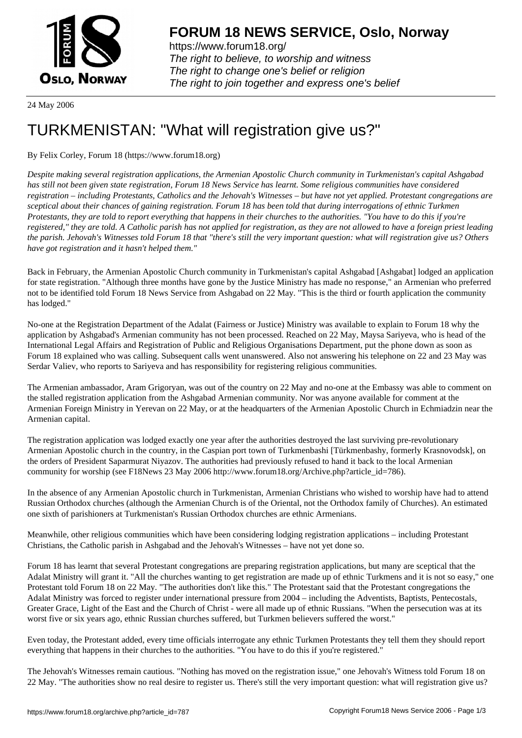24 May 2006

# TURKMENISTAN: "What will registration give us?"

By Felix Corley, Forum 18 (https://www.forum18.org)

*Despite making several registration applications, the Armenian Apostolic Church community in Turkmenistan's capital Ashgabad has still not been given state registration, Forum 18 News Service has learnt. Some religious communities have considered registration – including Protestants, Catholics and the Jehovah's Witnesses – but have not yet applied. Protestant congregations are sceptical about their chances of gaining registration. Forum 18 has been told that during interrogations of ethnic Turkmen Protestants, they are told to report everything that happens in their churches to the authorities. "You have to do this if you're registered," they are told. A Catholic parish has not applied for registration, as they are not allowed to have a foreign priest leading the parish. Jehovah's Witnesses told Forum 18 that "there's still the very important question: what will registration give us? Others have got registration and it hasn't helped them."*

Back in February, the Armenian Apostolic Church community in Turkmenistan's capital Ashgabad [Ashgabat] lodged an application for state registration. "Although three months have gone by the Justice Ministry has made no response," an Armenian who preferred not to be identified told Forum 18 News Service from Ashgabad on 22 May. "This is the third or fourth application the community has lodged."

No-one at the Registration Department of the Adalat (Fairness or Justice) Ministry was available to explain to Forum 18 why the application by Ashgabad's Armenian community has not been processed. Reached on 22 May, Maysa Sariyeva, who is head of the International Legal Affairs and Registration of Public and Religious Organisations Department, put the phone down as soon as Forum 18 explained who was calling. Subsequent calls went unanswered. Also not answering his telephone on 22 and 23 May was Serdar Valiev, who reports to Sariyeva and has responsibility for registering religious communities.

The Armenian ambassador, Aram Grigoryan, was out of the country on 22 May and no-one at the Embassy was able to comment on the stalled registration application from the Ashgabad Armenian community. Nor was anyone available for comment at the Armenian Foreign Ministry in Yerevan on 22 May, or at the headquarters of the Armenian Apostolic Church in Echmiadzin near the Armenian capital.

The registration application was lodged exactly one year after the authorities destroyed the last surviving pre-revolutionary Armenian Apostolic church in the country, in the Caspian port town of Turkmenbashi [Türkmenbashy, formerly Krasnovodsk], on the orders of President Saparmurat Niyazov. The authorities had previously refused to hand it back to the local Armenian community for worship (see F18News 23 May 2006 http://www.forum18.org/Archive.php?article_id=786).

In the absence of any Armenian Apostolic church in Turkmenistan, Armenian Christians who wished to worship have had to attend Russian Orthodox churches (although the Armenian Church is of the Oriental, not the Orthodox family of Churches). An estimated one sixth of parishioners at Turkmenistan's Russian Orthodox churches are ethnic Armenians.

Meanwhile, other religious communities which have been considering lodging registration applications – including Protestant Christians, the Catholic parish in Ashgabad and the Jehovah's Witnesses – have not yet done so.

Forum 18 has learnt that several Protestant congregations are preparing registration applications, but many are sceptical that the Adalat Ministry will grant it. "All the churches wanting to get registration are made up of ethnic Turkmens and it is not so easy," one Protestant told Forum 18 on 22 May. "The authorities don't like this." The Protestant said that the Protestant congregations the Adalat Ministry was forced to register under international pressure from 2004 – including the Adventists, Baptists, Pentecostals, Greater Grace, Light of the East and the Church of Christ - were all made up of ethnic Russians. "When the persecution was at its worst five or six years ago, ethnic Russian churches suffered, but Turkmen believers suffered the worst."

Even today, the Protestant added, every time officials interrogate any ethnic Turkmen Protestants they tell them they should report everything that happens in their churches to the authorities. "You have to do this if you're registered."

The Jehovah's Witnesses remain cautious. "Nothing has moved on the registration issue," one Jehovah's Witness told Forum 18 on 22 May. "The authorities show no real desire to register us. There's still the very important question: what will registration give us?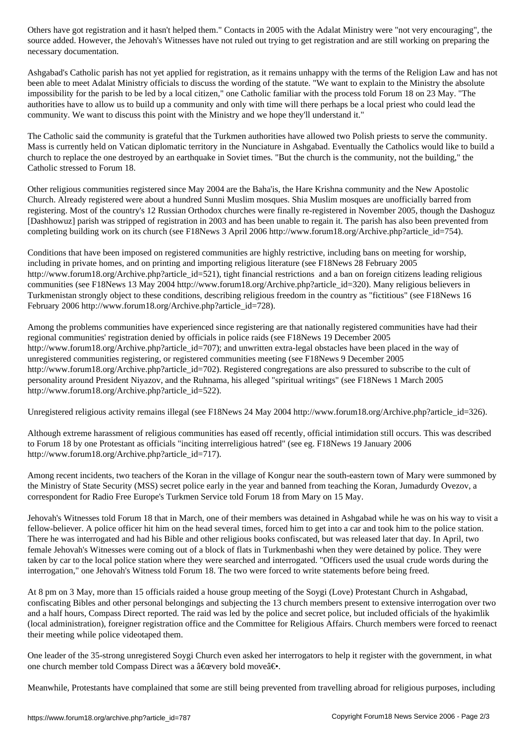Others have got registration and it hasn't helped them." Contacts in 2005 with the Adalat Ministry were "not very encouraging", the source added. However, the Jehovah's Witnesses have not ruled out trying to get registration and are still working on preparing the necessary documentation.

Ashgabad's Catholic parish has not yet applied for registration, as it remains unhappy with the terms of the Religion Law and has not been able to meet Adalat Ministry officials to discuss the wording of the statute. "We want to explain to the Ministry the absolute impossibility for the parish to be led by a local citizen," one Catholic familiar with the process told Forum 18 on 23 May. "The authorities have to allow us to build up a community and only with time will there perhaps be a local priest who could lead the community. We want to discuss this point with the Ministry and we hope they'll understand it."

The Catholic said the community is grateful that the Turkmen authorities have allowed two Polish priests to serve the community. Mass is currently held on Vatican diplomatic territory in the Nunciature in Ashgabad. Eventually the Catholics would like to build a church to replace the one destroyed by an earthquake in Soviet times. "But the church is the community, not the building," the Catholic stressed to Forum 18.

Other religious communities registered since May 2004 are the Baha'is, the Hare Krishna community and the New Apostolic Church. Already registered were about a hundred Sunni Muslim mosques. Shia Muslim mosques are unofficially barred from registering. Most of the country's 12 Russian Orthodox churches were finally re-registered in November 2005, though the Dashoguz [Dashhowuz] parish was stripped of registration in 2003 and has been unable to regain it. The parish has also been prevented from completing building work on its church (see F18News 3 April 2006 http://www.forum18.org/Archive.php?article_id=754).

Conditions that have been imposed on registered communities are highly restrictive, including bans on meeting for worship, including in private homes, and on printing and importing religious literature (see F18News 28 February 2005 http://www.forum18.org/Archive.php?article_id=521), tight financial restrictions and a ban on foreign citizens leading religious communities (see F18News 13 May 2004 http://www.forum18.org/Archive.php?article_id=320). Many religious believers in Turkmenistan strongly object to these conditions, describing religious freedom in the country as "fictitious" (see F18News 16 February 2006 http://www.forum18.org/Archive.php?article_id=728).

Among the problems communities have experienced since registering are that nationally registered communities have had their regional communities' registration denied by officials in police raids (see F18News 19 December 2005 http://www.forum18.org/Archive.php?article_id=707); and unwritten extra-legal obstacles have been placed in the way of unregistered communities registering, or registered communities meeting (see F18News 9 December 2005 http://www.forum18.org/Archive.php?article_id=702). Registered congregations are also pressured to subscribe to the cult of personality around President Niyazov, and the Ruhnama, his alleged "spiritual writings" (see F18News 1 March 2005 http://www.forum18.org/Archive.php?article_id=522).

Unregistered religious activity remains illegal (see F18News 24 May 2004 http://www.forum18.org/Archive.php?article_id=326).

Although extreme harassment of religious communities has eased off recently, official intimidation still occurs. This was described to Forum 18 by one Protestant as officials "inciting interreligious hatred" (see eg. F18News 19 January 2006 http://www.forum18.org/Archive.php?article_id=717).

Among recent incidents, two teachers of the Koran in the village of Kongur near the south-eastern town of Mary were summoned by the Ministry of State Security (MSS) secret police early in the year and banned from teaching the Koran, Jumadurdy Ovezov, a correspondent for Radio Free Europe's Turkmen Service told Forum 18 from Mary on 15 May.

Jehovah's Witnesses told Forum 18 that in March, one of their members was detained in Ashgabad while he was on his way to visit a fellow-believer. A police officer hit him on the head several times, forced him to get into a car and took him to the police station. There he was interrogated and had his Bible and other religious books confiscated, but was released later that day. In April, two female Jehovah's Witnesses were coming out of a block of flats in Turkmenbashi when they were detained by police. They were taken by car to the local police station where they were searched and interrogated. "Officers used the usual crude words during the interrogation," one Jehovah's Witness told Forum 18. The two were forced to write statements before being freed.

At 8 pm on 3 May, more than 15 officials raided a house group meeting of the Soygi (Love) Protestant Church in Ashgabad, confiscating Bibles and other personal belongings and subjecting the 13 church members present to extensive interrogation over two and a half hours, Compass Direct reported. The raid was led by the police and secret police, but included officials of the hyakimlik (local administration), foreigner registration office and the Committee for Religious Affairs. Church members were forced to reenact their meeting while police videotaped them.

One leader of the 35-strong unregistered Soygi Church even asked her interrogators to help it register with the government, in what one church member told Compass Direct was a â€œvery bold moveâ€•.

Meanwhile, Protestants have complained that some are still being prevented from travelling abroad for religious purposes, including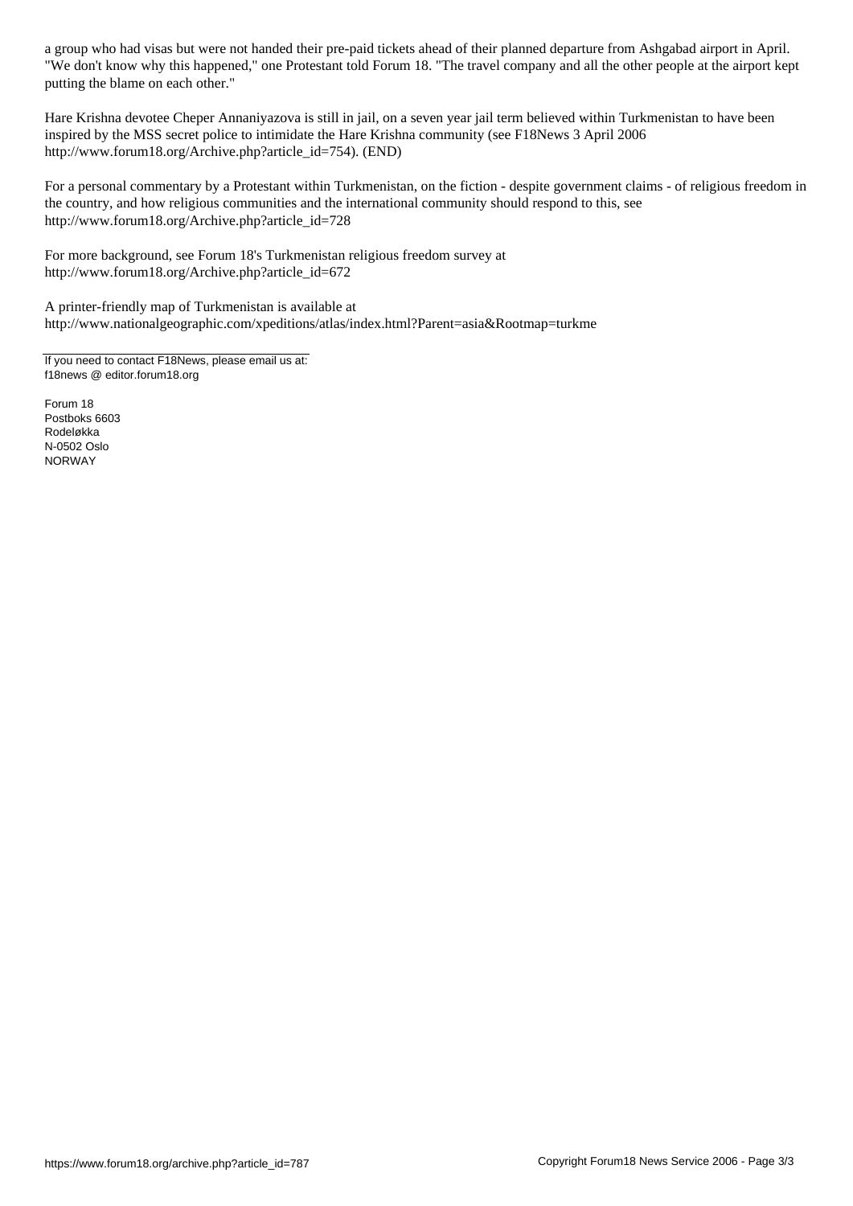a group who had visas but were not handed their pre-paid tickets ahead of their planned departure from Ashgabad airport in April. "We don't know why this happened," one Protestant told Forum 18. "The travel company and all the other people at the airport kept putting the blame on each other."

Hare Krishna devotee Cheper Annaniyazova is still in jail, on a seven year jail term believed within Turkmenistan to have been inspired by the MSS secret police to intimidate the Hare Krishna community (see F18News 3 April 2006 http://www.forum18.org/Archive.php?article_id=754). (END)

For a personal commentary by a Protestant within Turkmenistan, on the fiction - despite government claims - of religious freedom in the country, and how religious communities and the international community should respond to this, see http://www.forum18.org/Archive.php?article_id=728

For more background, see Forum 18's Turkmenistan religious freedom survey at http://www.forum18.org/Archive.php?article_id=672

A printer-friendly map of Turkmenistan is available at http://www.nationalgeographic.com/xpeditions/atlas/index.html?Parent=asia&Rootmap=turkme

---

If you need to contact F18News, please email us at:
f18news @ editor.forum18.org

Forum 18
Postboks 6603
Rodeløkka
N-0502 Oslo
NORWAY